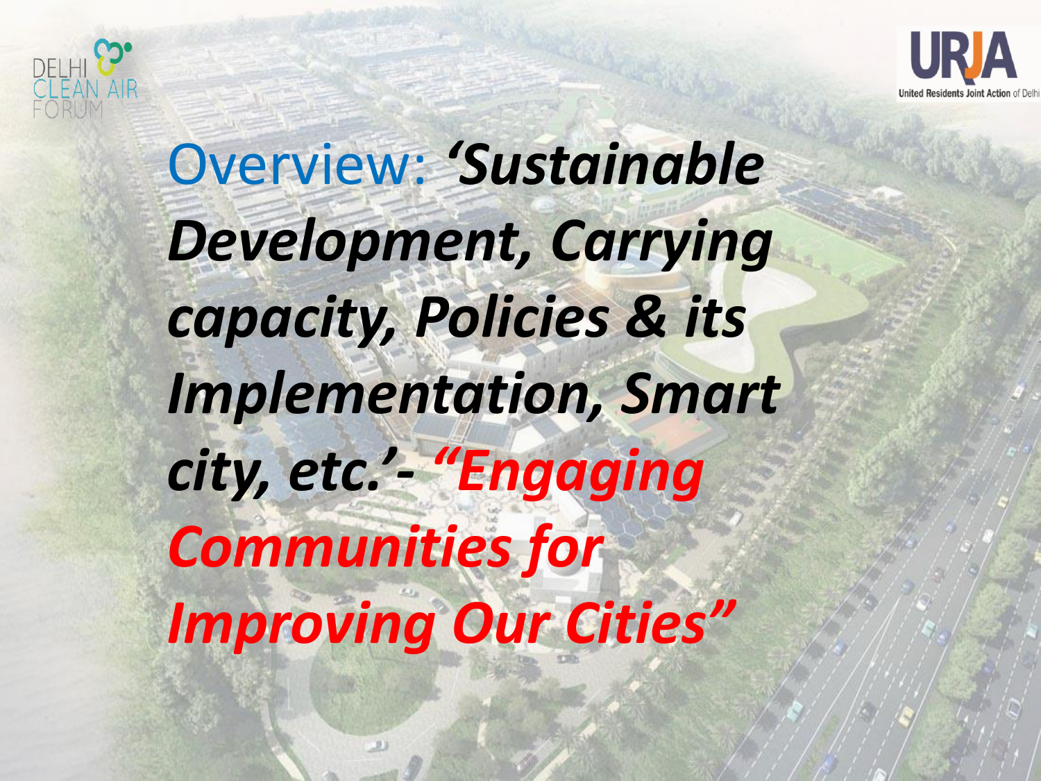DELHI CLEAN AIR FORUM

URJA
United Residents Joint Action of Delhi

# Overview: *'Sustainable Development, Carrying capacity, Policies & its Implementation, Smart city, etc.'- "Engaging Communities for Improving Our Cities"*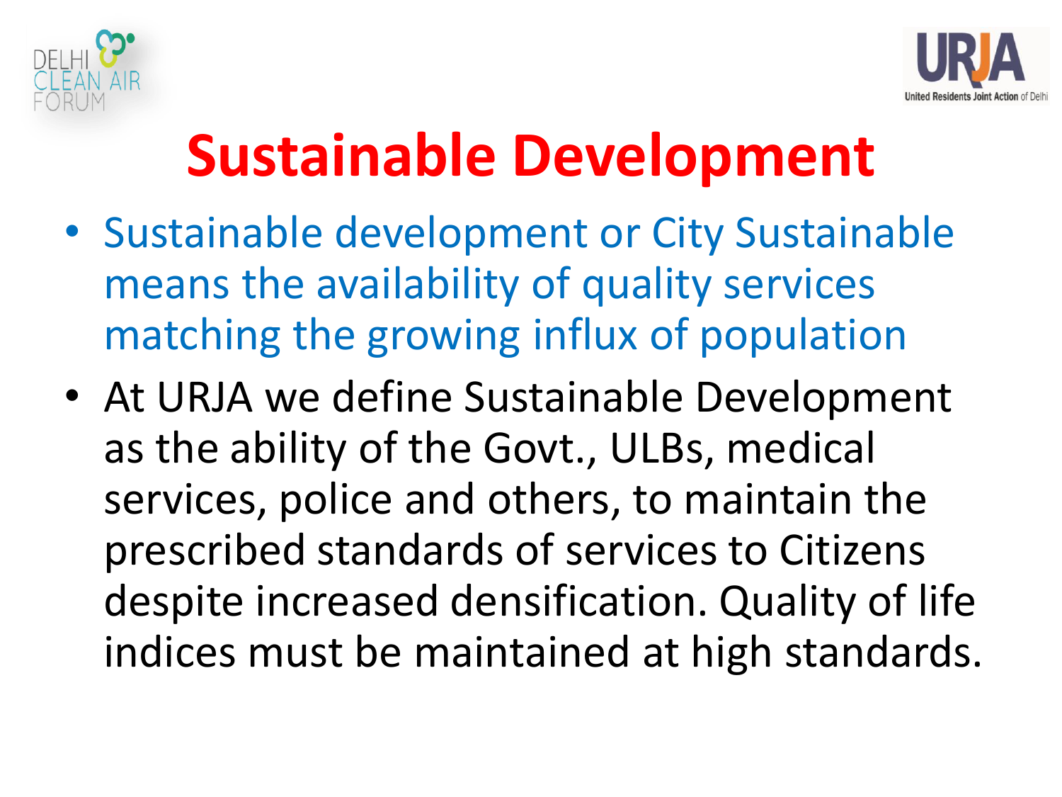# Sustainable Development

- Sustainable development or City Sustainable means the availability of quality services matching the growing influx of population
- At URJA we define Sustainable Development as the ability of the Govt., ULBs, medical services, police and others, to maintain the prescribed standards of services to Citizens despite increased densification. Quality of life indices must be maintained at high standards.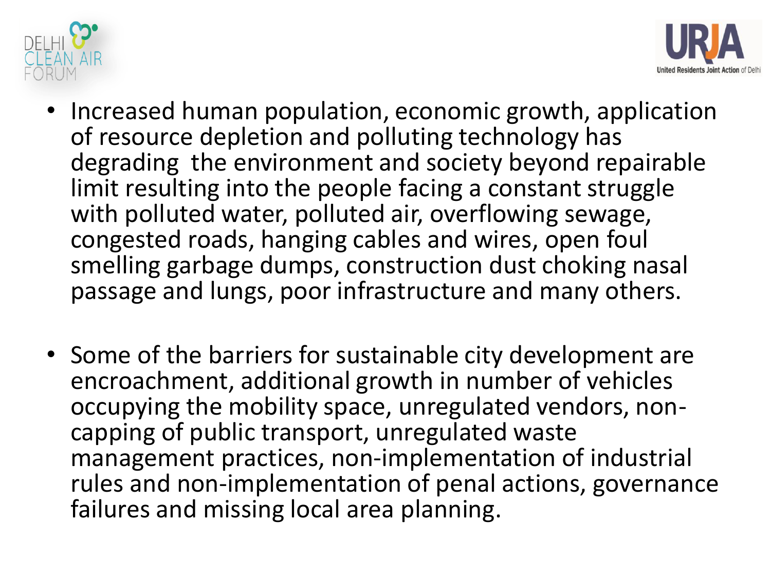- Increased human population, economic growth, application of resource depletion and polluting technology has degrading  the environment and society beyond repairable limit resulting into the people facing a constant struggle with polluted water, polluted air, overflowing sewage, congested roads, hanging cables and wires, open foul smelling garbage dumps, construction dust choking nasal passage and lungs, poor infrastructure and many others.

- Some of the barriers for sustainable city development are encroachment, additional growth in number of vehicles occupying the mobility space, unregulated vendors, non-capping of public transport, unregulated waste management practices, non-implementation of industrial rules and non-implementation of penal actions, governance failures and missing local area planning.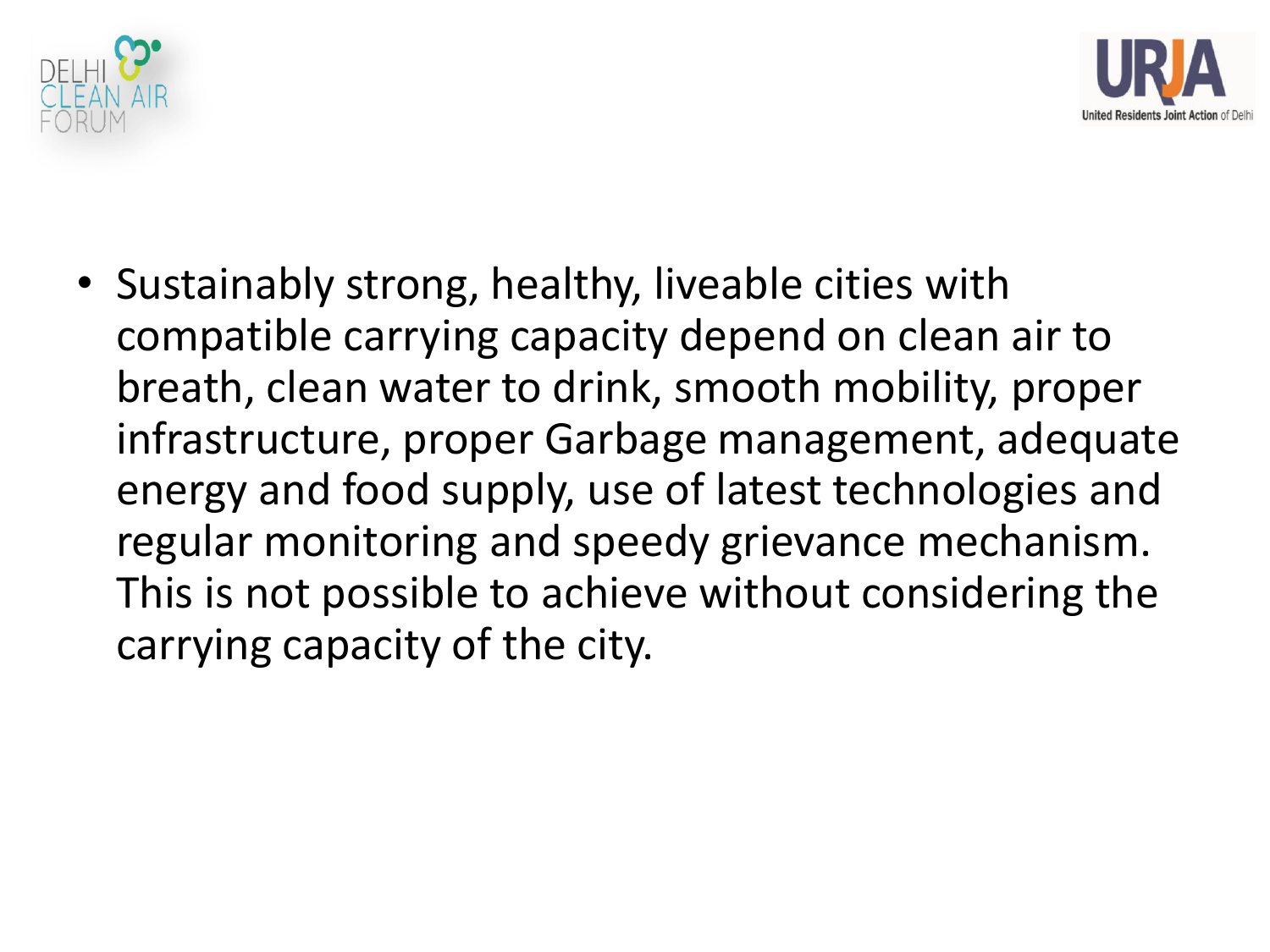- Sustainably strong, healthy, liveable cities with compatible carrying capacity depend on clean air to breath, clean water to drink, smooth mobility, proper infrastructure, proper Garbage management, adequate energy and food supply, use of latest technologies and regular monitoring and speedy grievance mechanism. This is not possible to achieve without considering the carrying capacity of the city.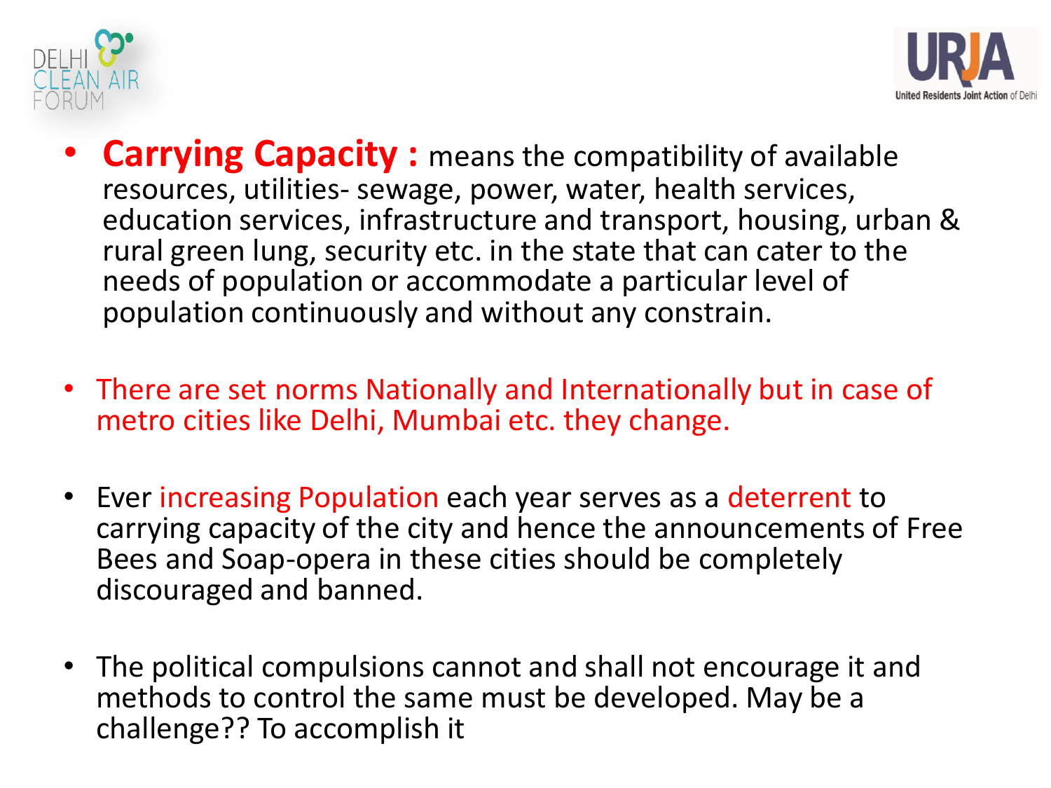- **Carrying Capacity :** means the compatibility of available resources, utilities- sewage, power, water, health services, education services, infrastructure and transport, housing, urban & rural green lung, security etc. in the state that can cater to the needs of population or accommodate a particular level of population continuously and without any constrain.

- There are set norms Nationally and Internationally but in case of metro cities like Delhi, Mumbai etc. they change.

- Ever increasing Population each year serves as a deterrent to carrying capacity of the city and hence the announcements of Free Bees and Soap-opera in these cities should be completely discouraged and banned.

- The political compulsions cannot and shall not encourage it and methods to control the same must be developed. May be a challenge?? To accomplish it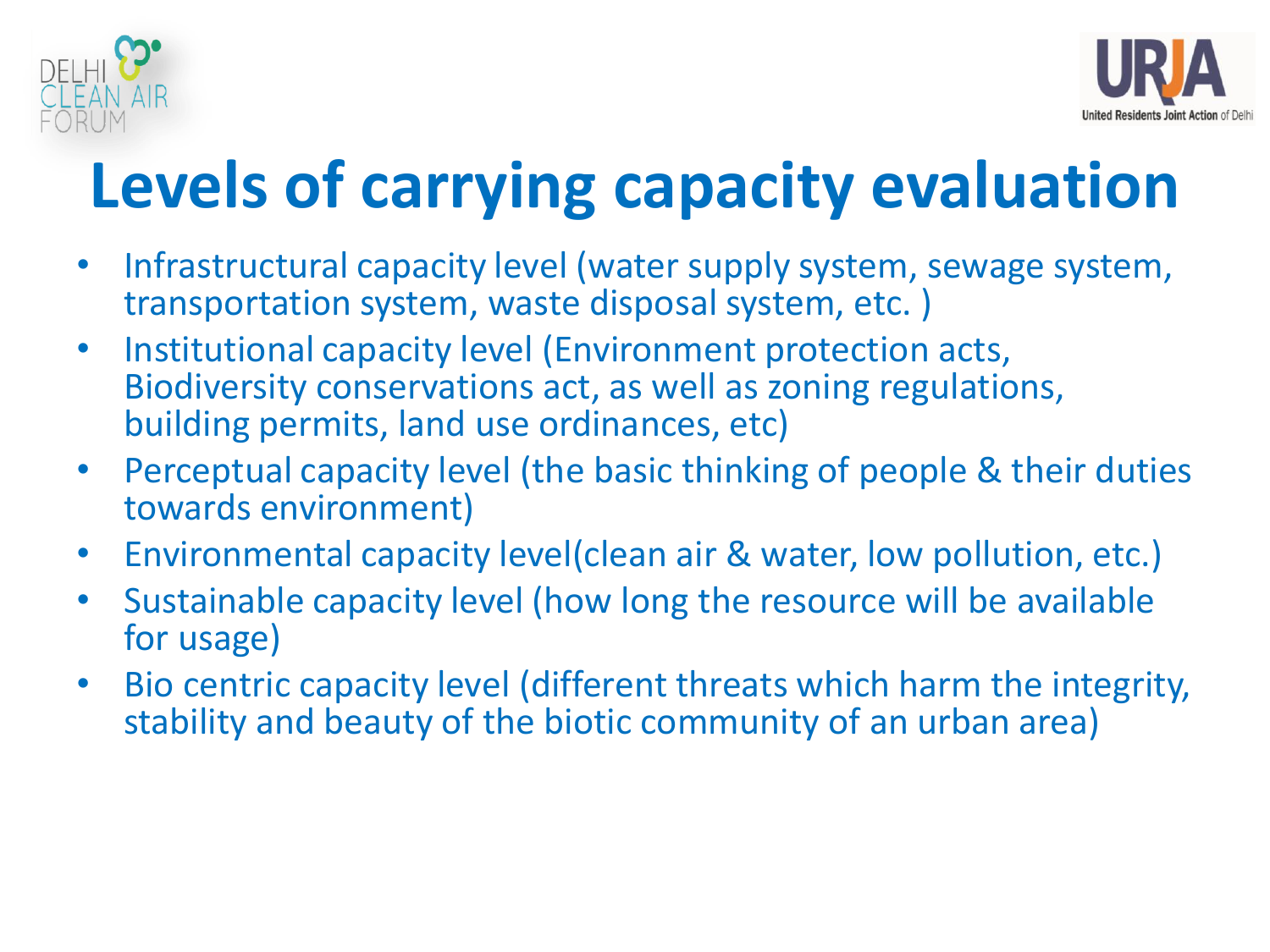# Levels of carrying capacity evaluation

- Infrastructural capacity level (water supply system, sewage system, transportation system, waste disposal system, etc. )
- Institutional capacity level (Environment protection acts, Biodiversity conservations act, as well as zoning regulations, building permits, land use ordinances, etc)
- Perceptual capacity level (the basic thinking of people & their duties towards environment)
- Environmental capacity level(clean air & water, low pollution, etc.)
- Sustainable capacity level (how long the resource will be available for usage)
- Bio centric capacity level (different threats which harm the integrity, stability and beauty of the biotic community of an urban area)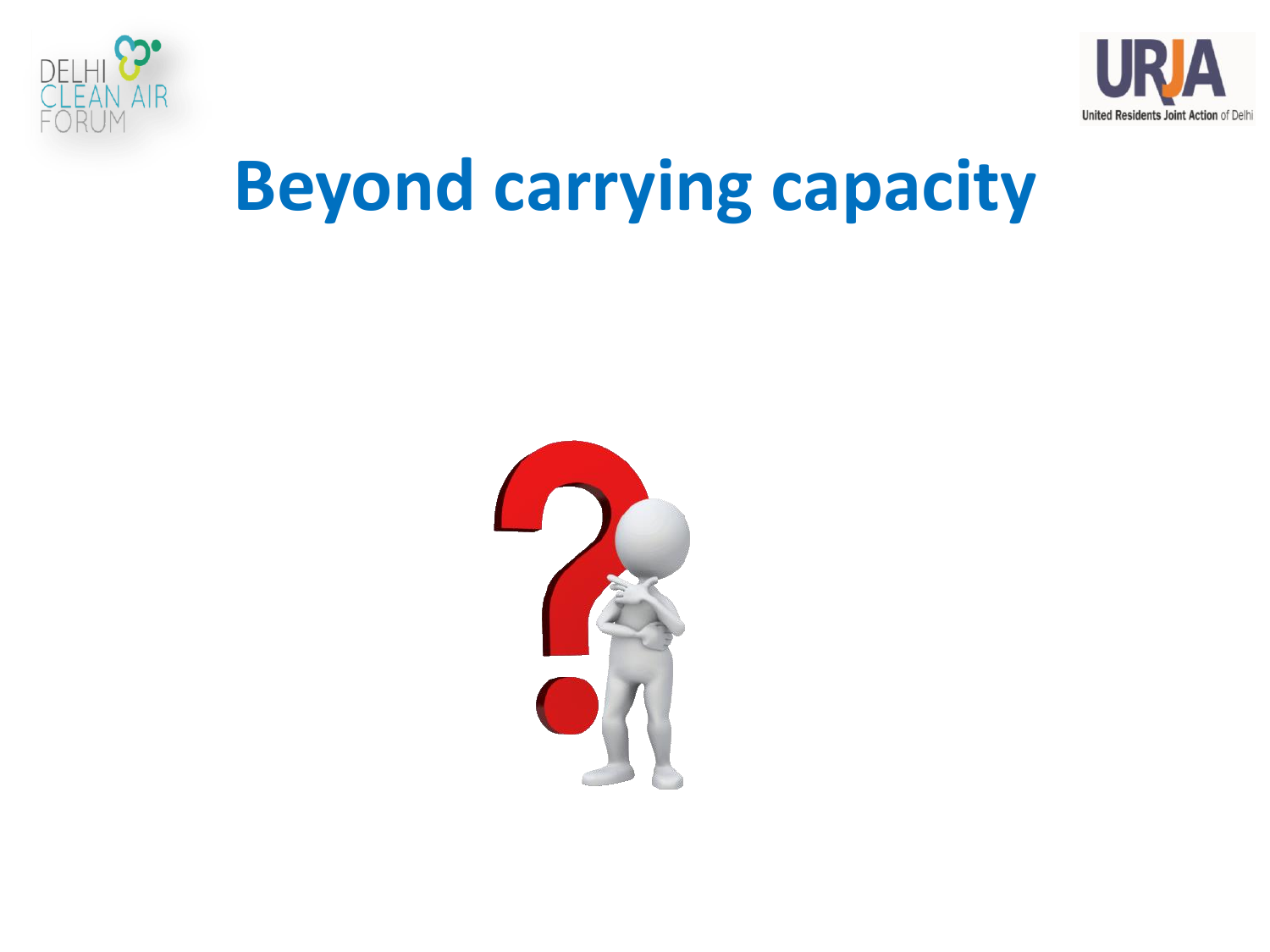# Beyond carrying capacity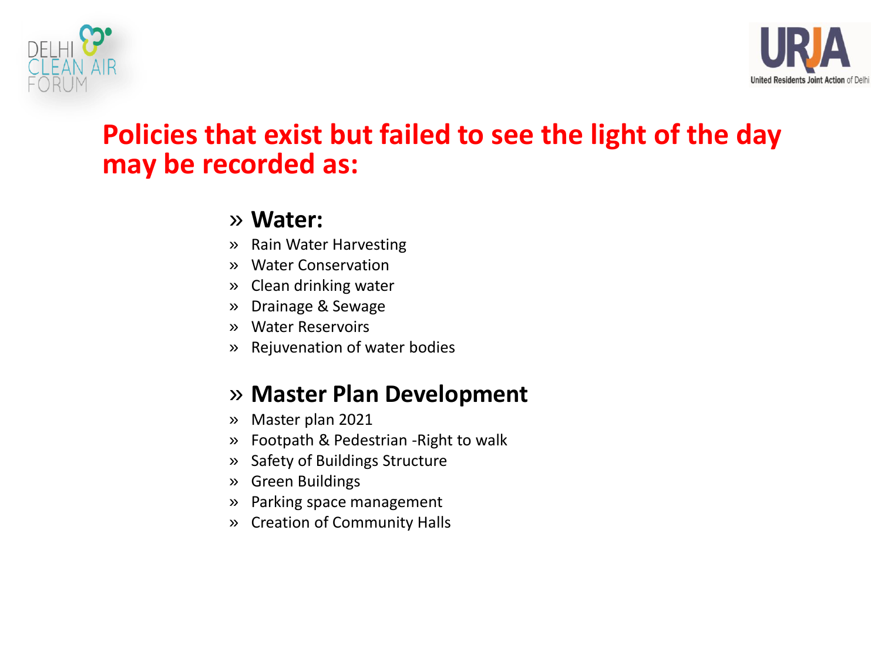# Policies that exist but failed to see the light of the day may be recorded as:

## » Water:

» Rain Water Harvesting
» Water Conservation
» Clean drinking water
» Drainage & Sewage
» Water Reservoirs
» Rejuvenation of water bodies

## » Master Plan Development

» Master plan 2021
» Footpath & Pedestrian -Right to walk
» Safety of Buildings Structure
» Green Buildings
» Parking space management
» Creation of Community Halls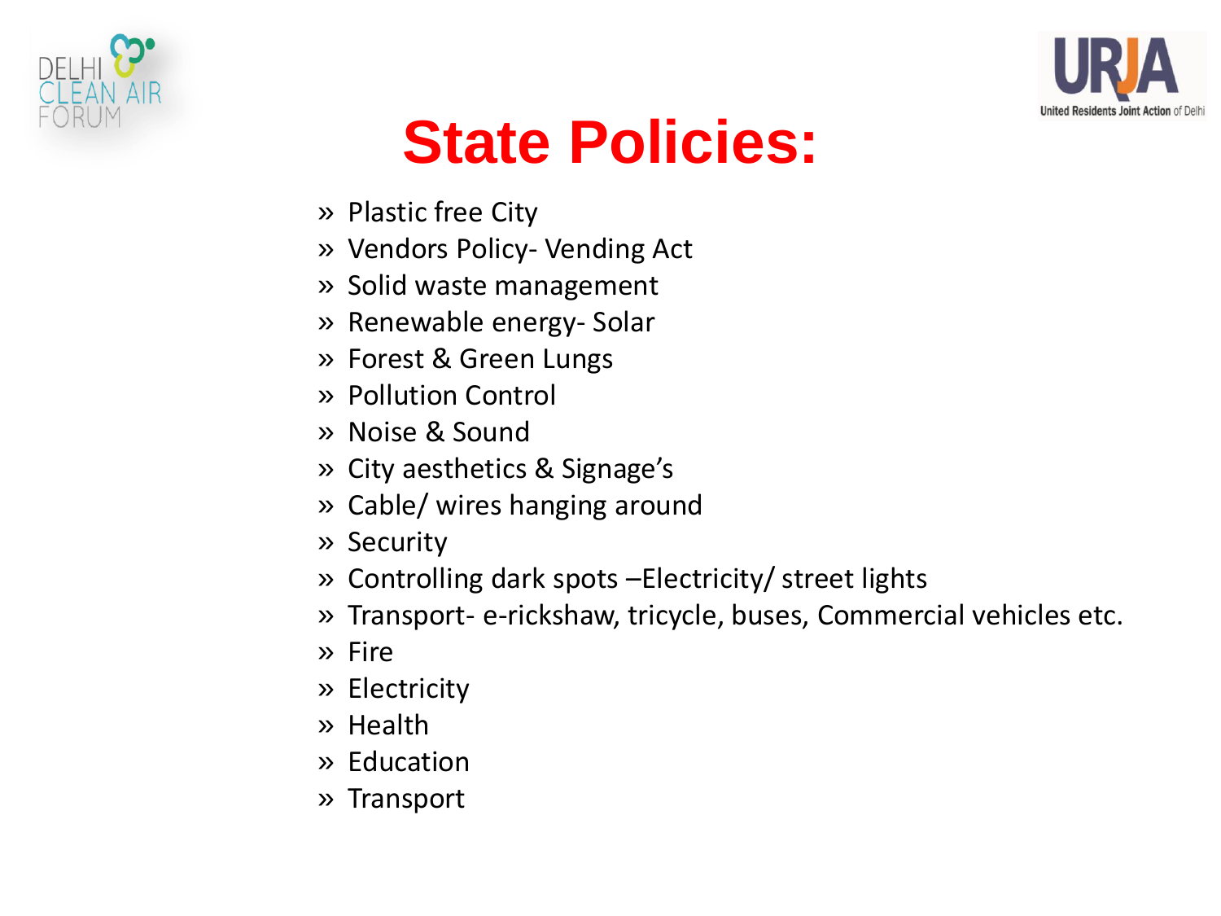# State Policies:

- Plastic free City
- Vendors Policy- Vending Act
- Solid waste management
- Renewable energy- Solar
- Forest & Green Lungs
- Pollution Control
- Noise & Sound
- City aesthetics & Signage's
- Cable/ wires hanging around
- Security
- Controlling dark spots –Electricity/ street lights
- Transport- e-rickshaw, tricycle, buses, Commercial vehicles etc.
- Fire
- Electricity
- Health
- Education
- Transport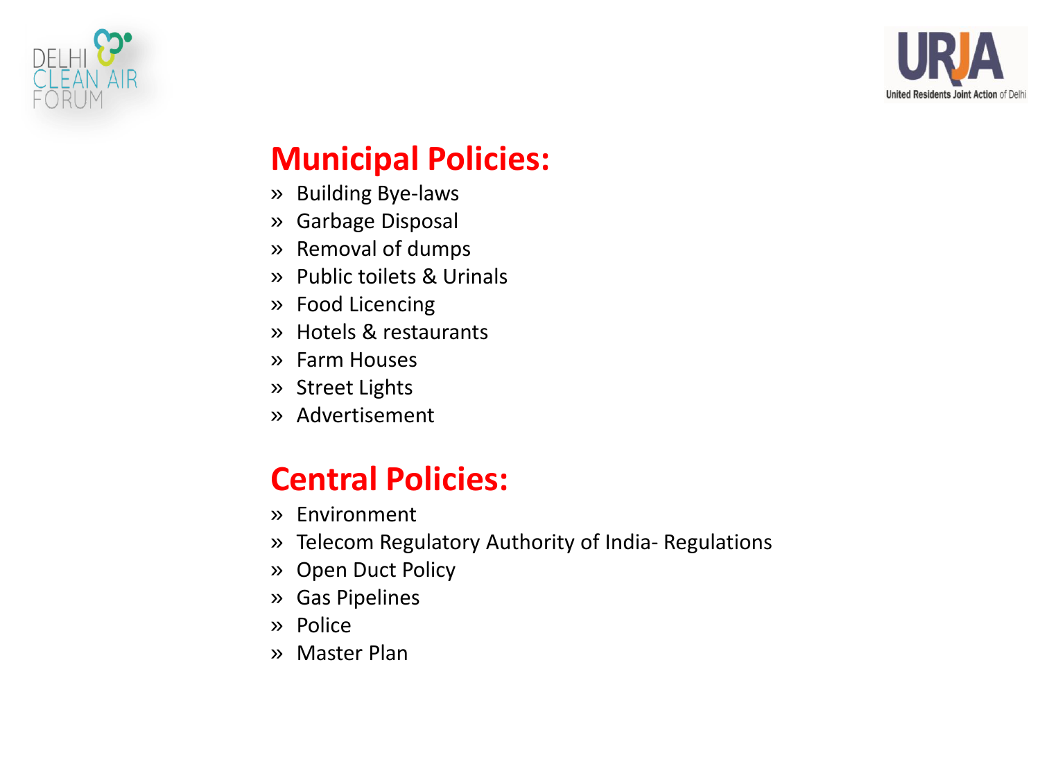## Municipal Policies:

- Building Bye-laws
- Garbage Disposal
- Removal of dumps
- Public toilets & Urinals
- Food Licencing
- Hotels & restaurants
- Farm Houses
- Street Lights
- Advertisement

## Central Policies:

- Environment
- Telecom Regulatory Authority of India- Regulations
- Open Duct Policy
- Gas Pipelines
- Police
- Master Plan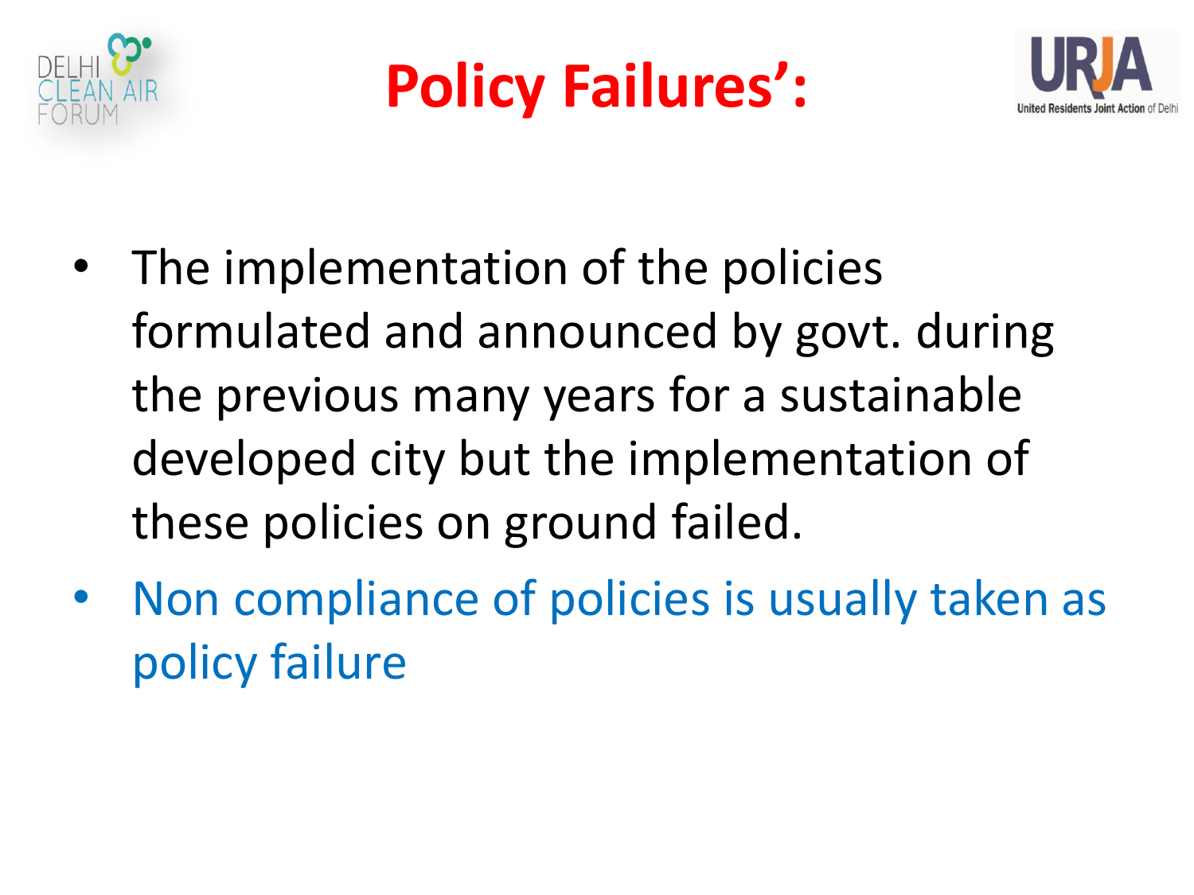# Policy Failures’:

- The implementation of the policies formulated and announced by govt. during the previous many years for a sustainable developed city but the implementation of these policies on ground failed.
- Non compliance of policies is usually taken as policy failure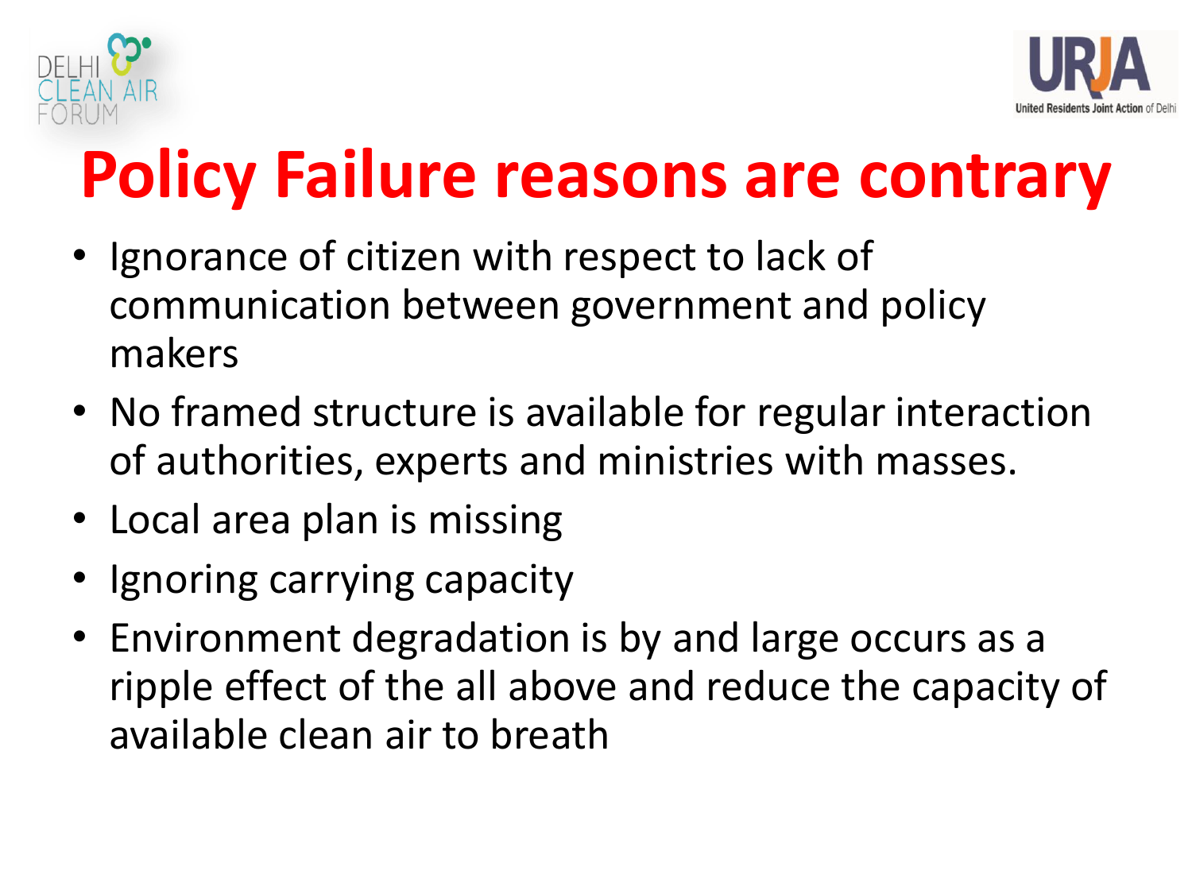# Policy Failure reasons are contrary

- Ignorance of citizen with respect to lack of communication between government and policy makers
- No framed structure is available for regular interaction of authorities, experts and ministries with masses.
- Local area plan is missing
- Ignoring carrying capacity
- Environment degradation is by and large occurs as a ripple effect of the all above and reduce the capacity of available clean air to breath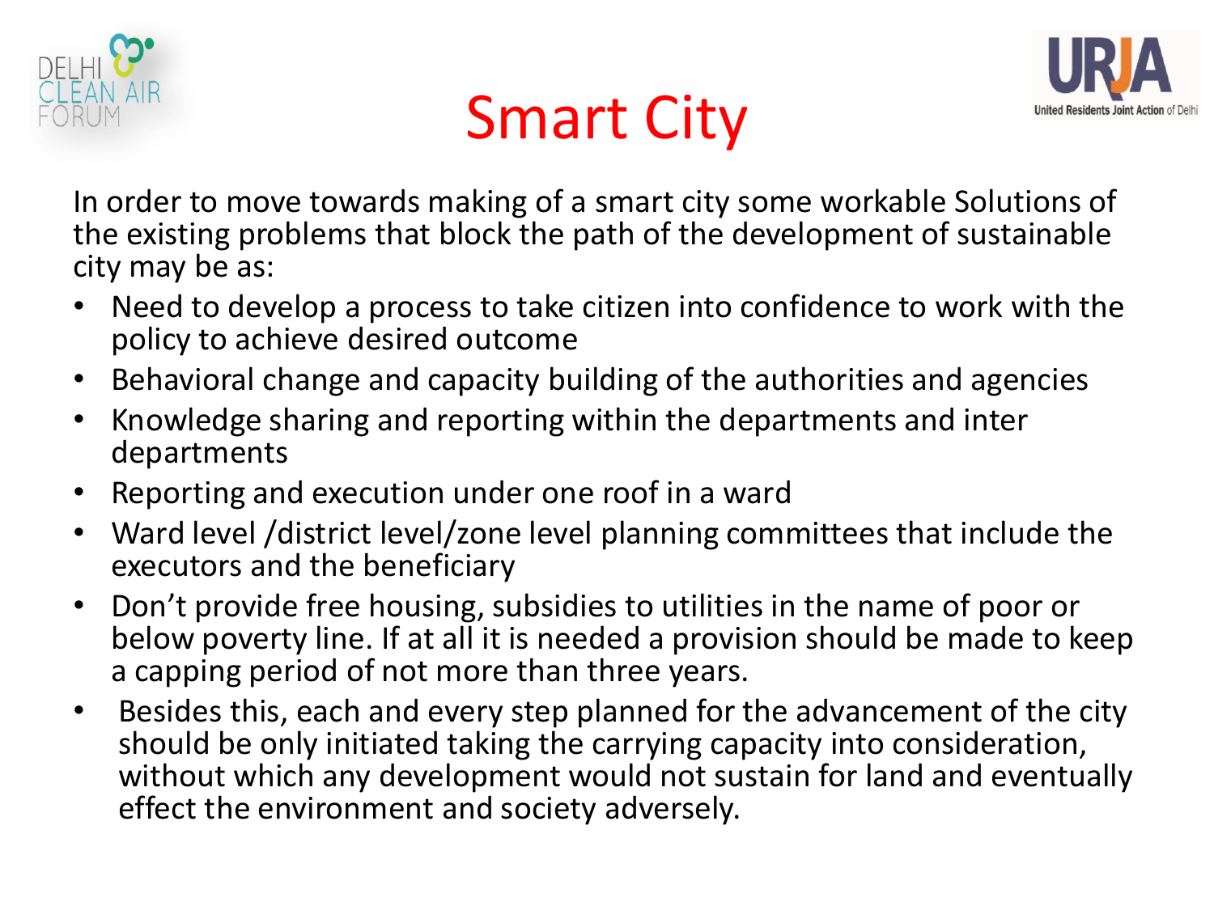# Smart City

In order to move towards making of a smart city some workable Solutions of the existing problems that block the path of the development of sustainable city may be as:

- Need to develop a process to take citizen into confidence to work with the policy to achieve desired outcome
- Behavioral change and capacity building of the authorities and agencies
- Knowledge sharing and reporting within the departments and inter departments
- Reporting and execution under one roof in a ward
- Ward level /district level/zone level planning committees that include the executors and the beneficiary
- Don't provide free housing, subsidies to utilities in the name of poor or below poverty line. If at all it is needed a provision should be made to keep a capping period of not more than three years.
- Besides this, each and every step planned for the advancement of the city should be only initiated taking the carrying capacity into consideration, without which any development would not sustain for land and eventually effect the environment and society adversely.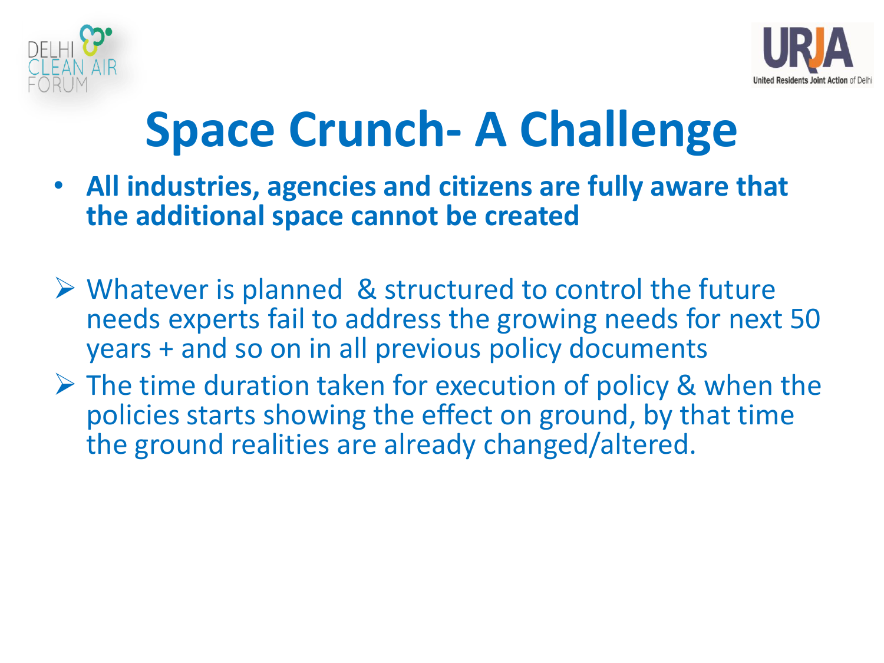# Space Crunch- A Challenge

- **All industries, agencies and citizens are fully aware that the additional space cannot be created**

- Whatever is planned & structured to control the future needs experts fail to address the growing needs for next 50 years + and so on in all previous policy documents
- The time duration taken for execution of policy & when the policies starts showing the effect on ground, by that time the ground realities are already changed/altered.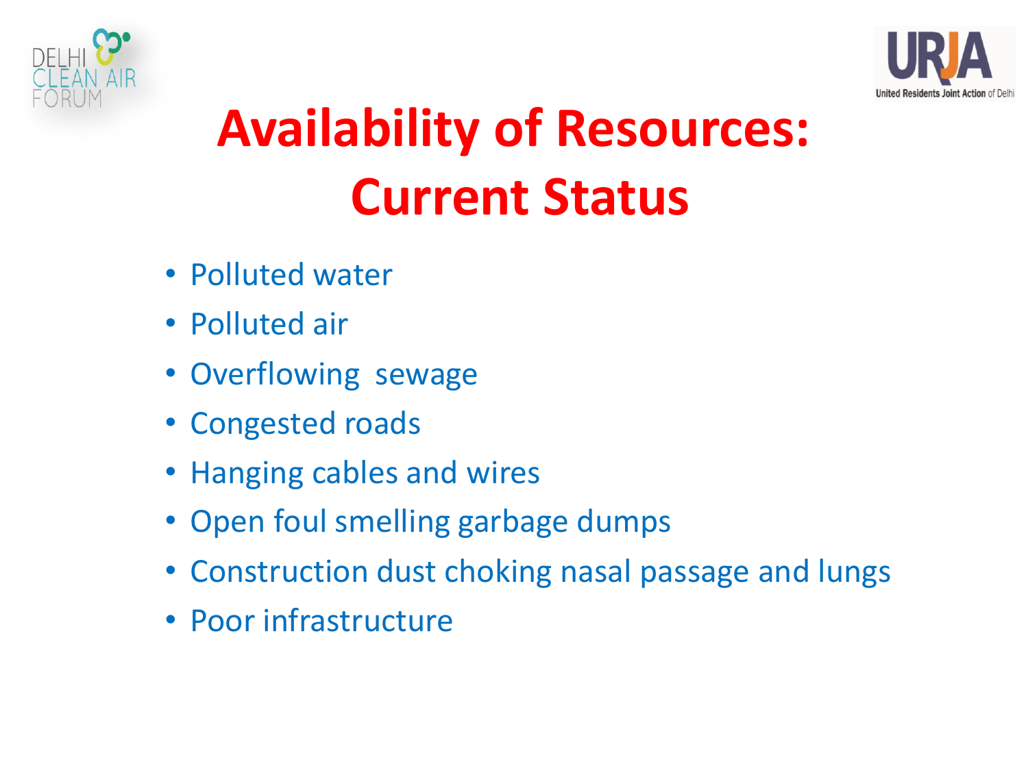# Availability of Resources: Current Status

- Polluted water
- Polluted air
- Overflowing sewage
- Congested roads
- Hanging cables and wires
- Open foul smelling garbage dumps
- Construction dust choking nasal passage and lungs
- Poor infrastructure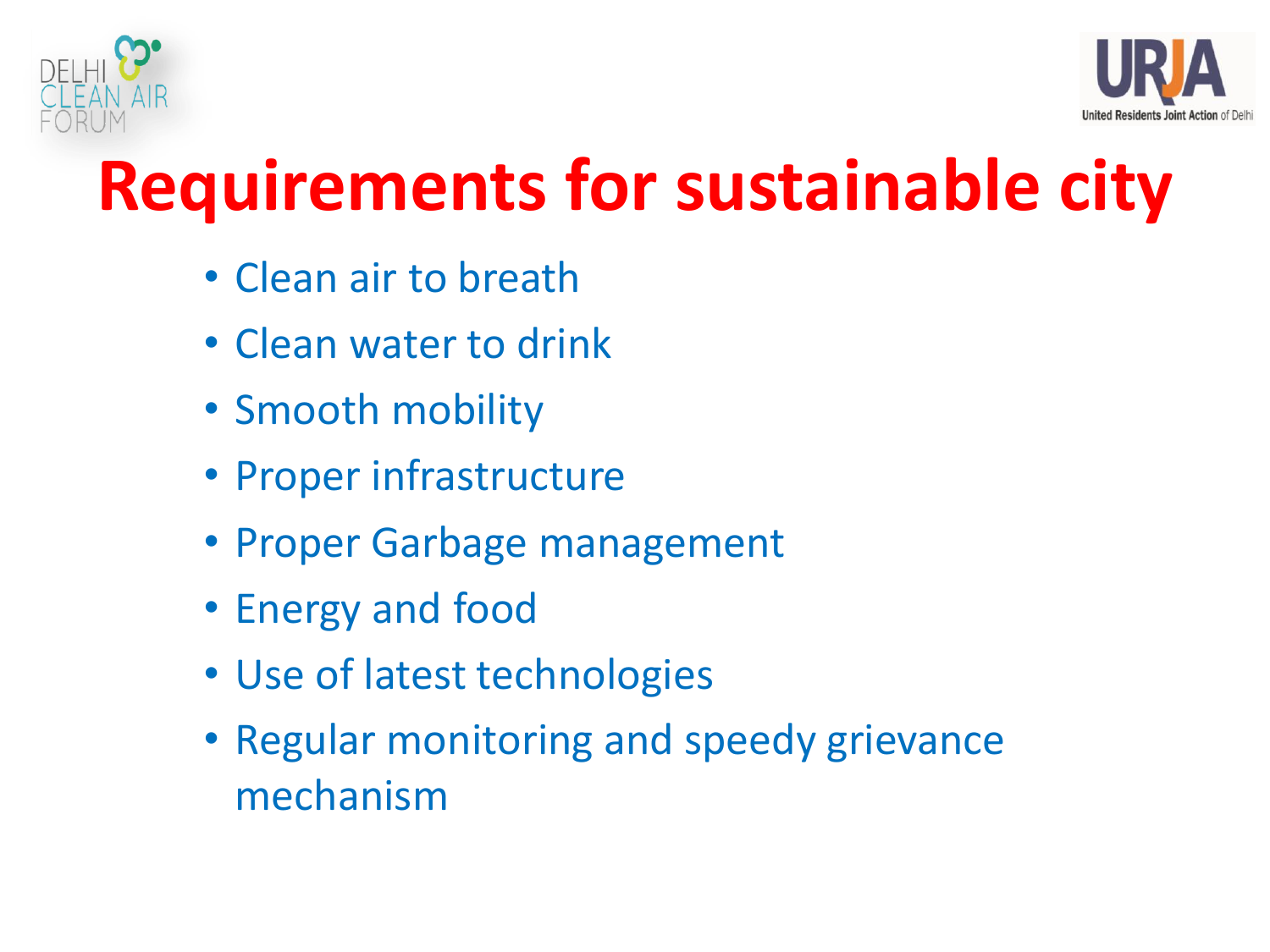# Requirements for sustainable city

- Clean air to breath
- Clean water to drink
- Smooth mobility
- Proper infrastructure
- Proper Garbage management
- Energy and food
- Use of latest technologies
- Regular monitoring and speedy grievance mechanism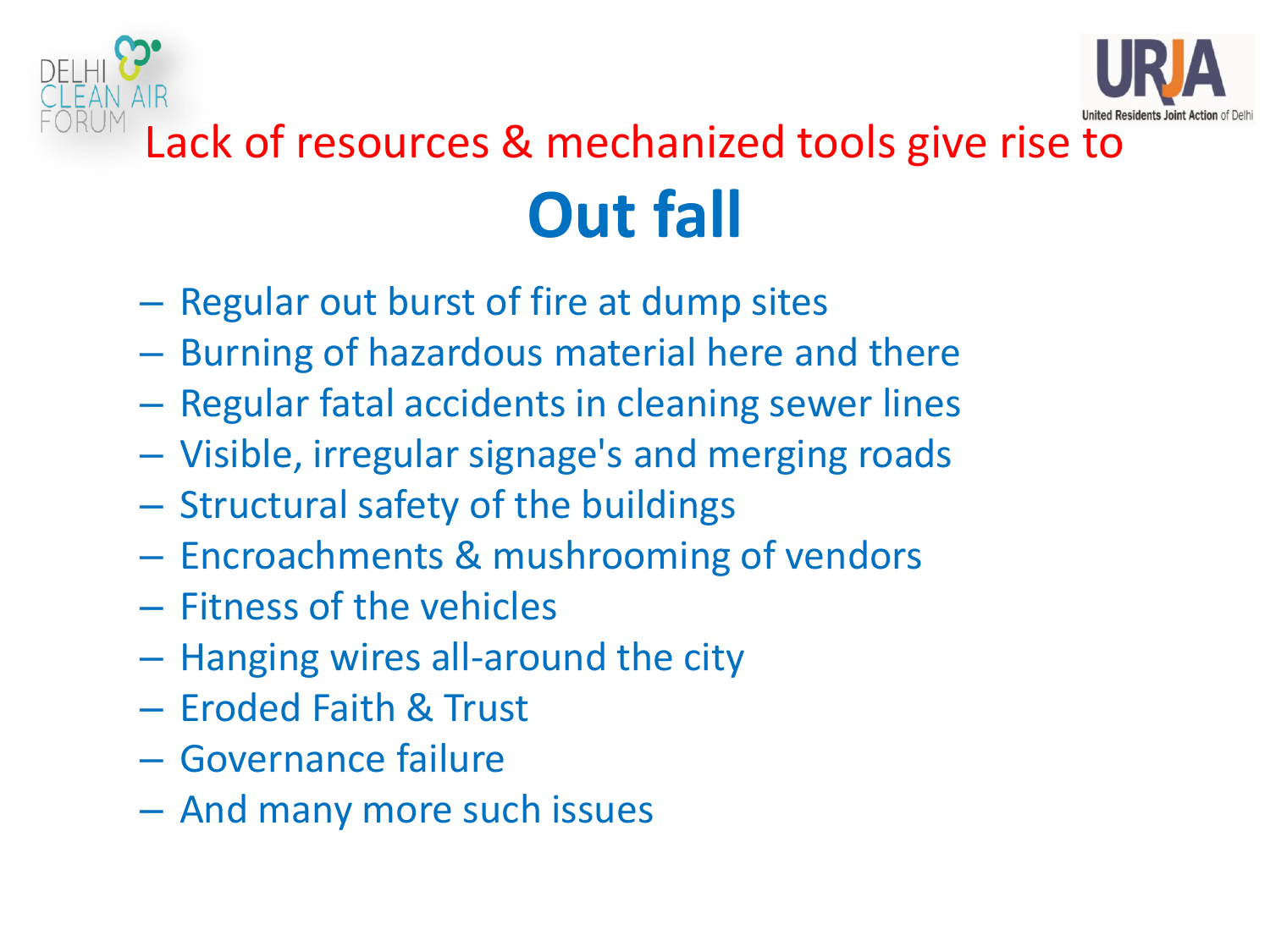Lack of resources & mechanized tools give rise to

# Out fall

- Regular out burst of fire at dump sites
- Burning of hazardous material here and there
- Regular fatal accidents in cleaning sewer lines
- Visible, irregular signage's and merging roads
- Structural safety of the buildings
- Encroachments & mushrooming of vendors
- Fitness of the vehicles
- Hanging wires all-around the city
- Eroded Faith & Trust
- Governance failure
- And many more such issues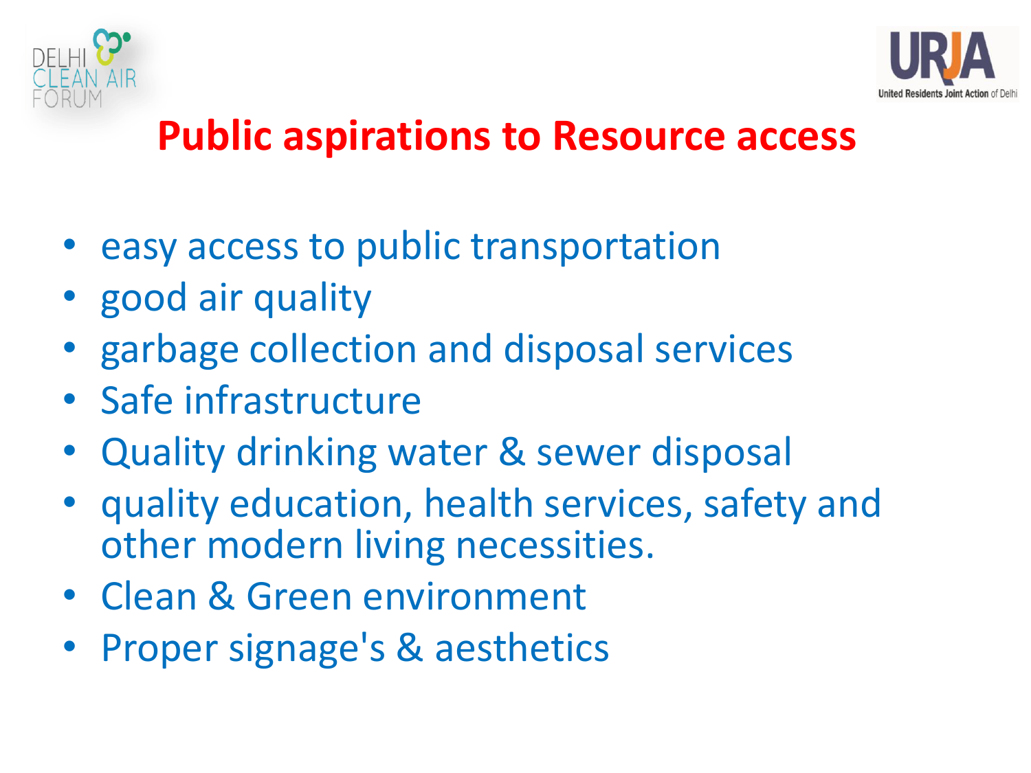# Public aspirations to Resource access

- easy access to public transportation
- good air quality
- garbage collection and disposal services
- Safe infrastructure
- Quality drinking water & sewer disposal
- quality education, health services, safety and other modern living necessities.
- Clean & Green environment
- Proper signage's & aesthetics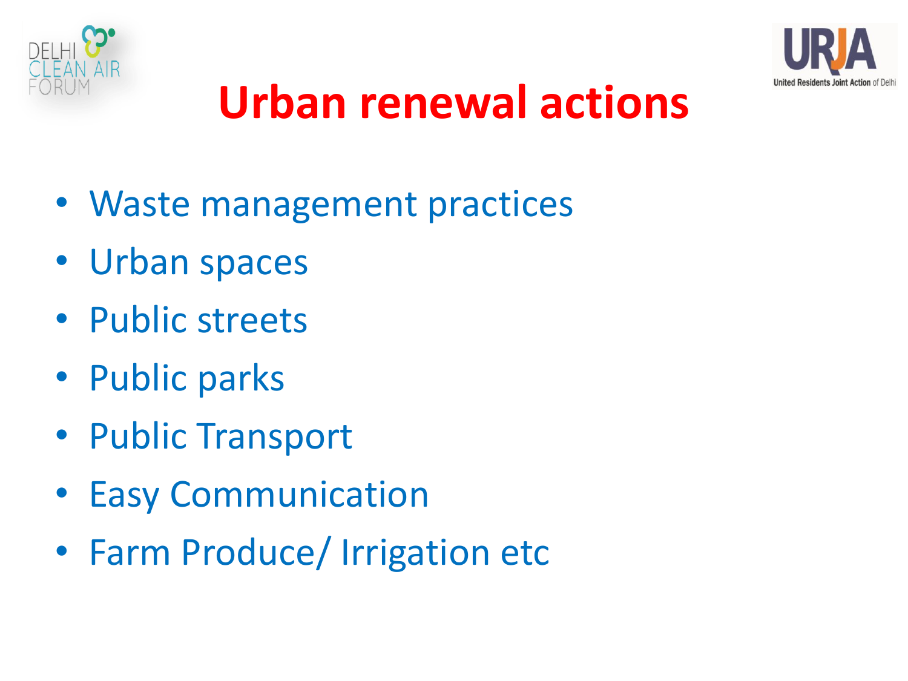# Urban renewal actions

- Waste management practices
- Urban spaces
- Public streets
- Public parks
- Public Transport
- Easy Communication
- Farm Produce/ Irrigation etc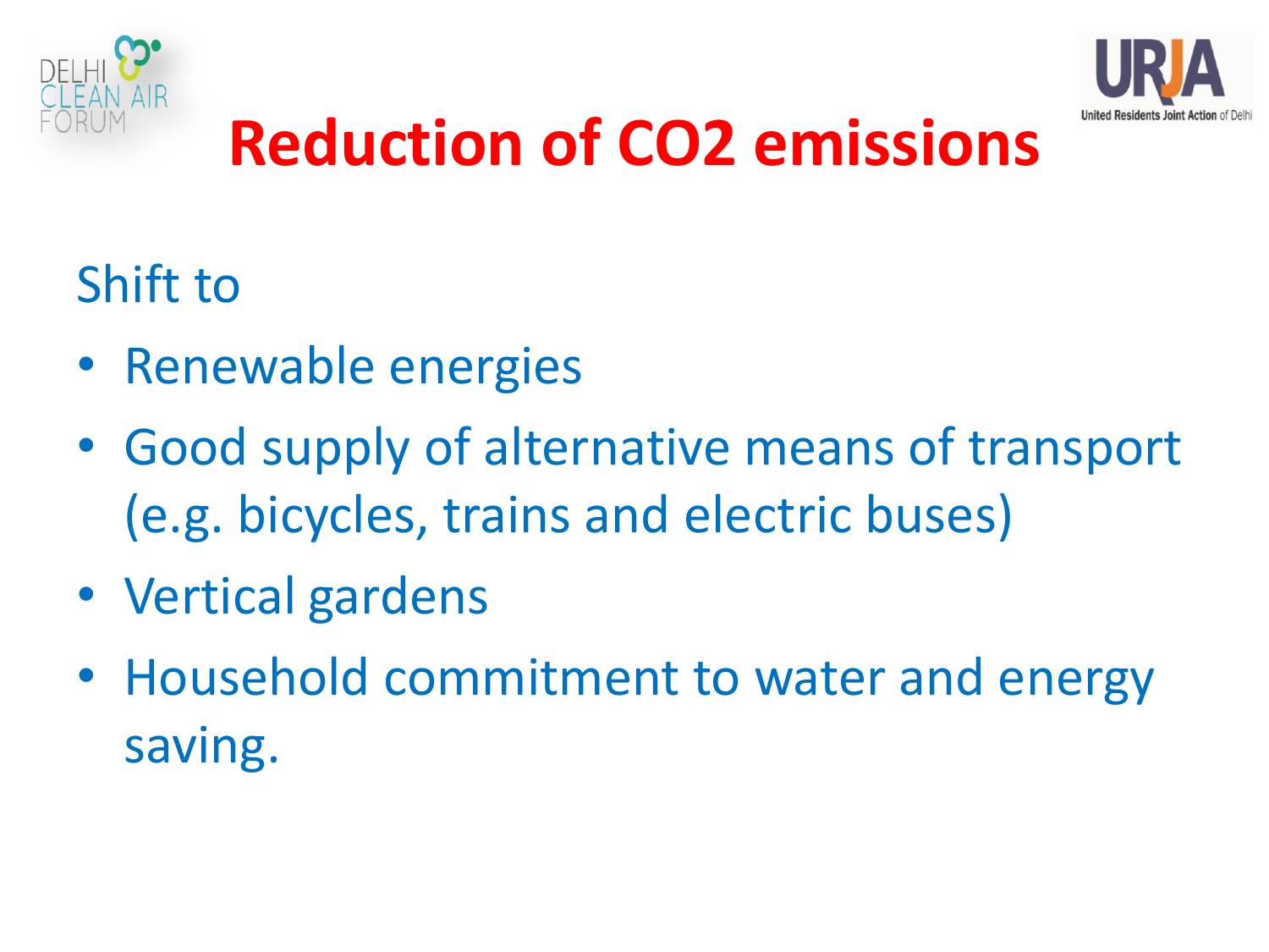# Reduction of $CO_2$ emissions

Shift to

- Renewable energies
- Good supply of alternative means of transport (e.g. bicycles, trains and electric buses)
- Vertical gardens
- Household commitment to water and energy saving.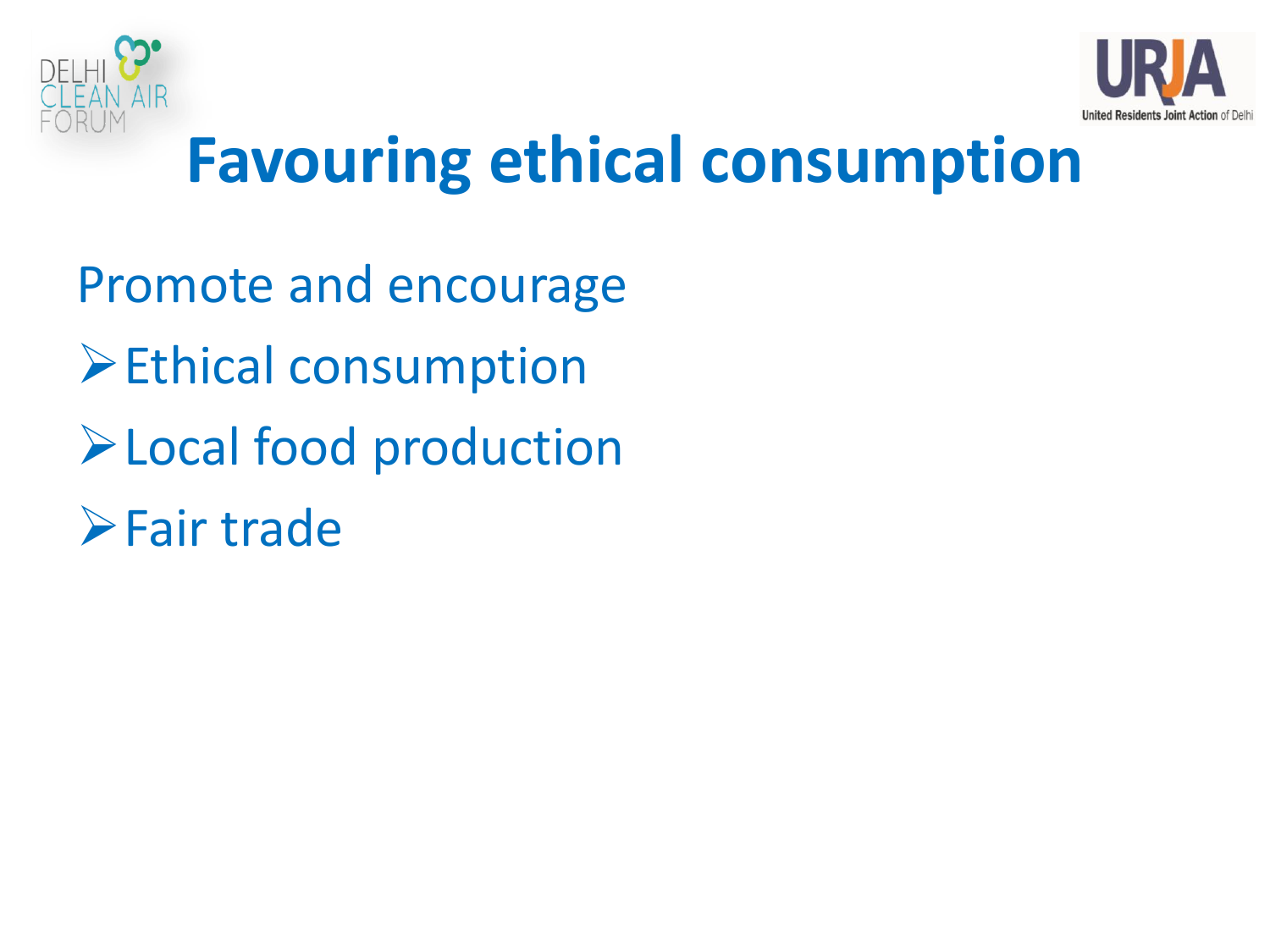# Favouring ethical consumption

Promote and encourage

- Ethical consumption
- Local food production
- Fair trade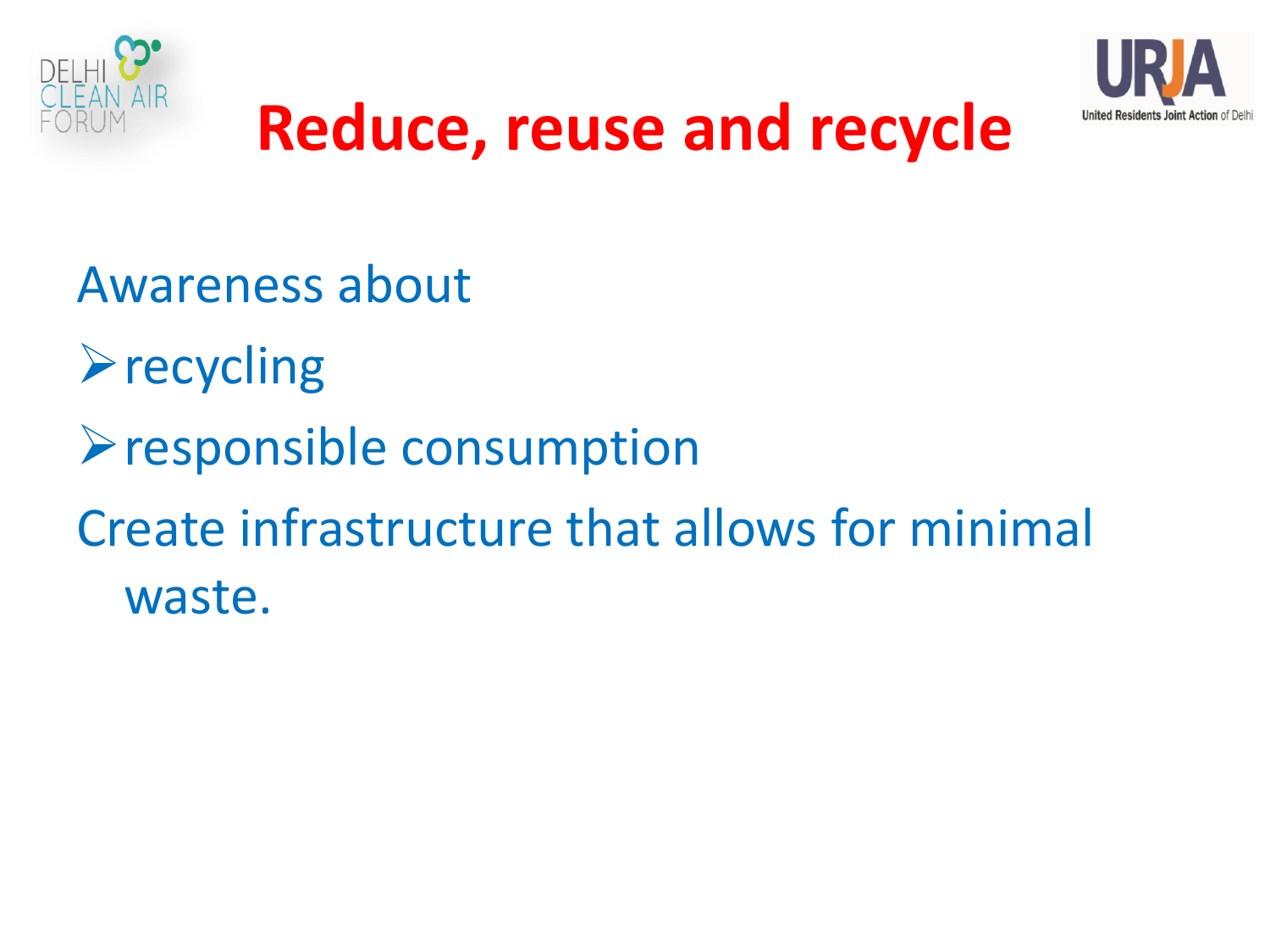# Reduce, reuse and recycle

Awareness about

- recycling
- responsible consumption

Create infrastructure that allows for minimal waste.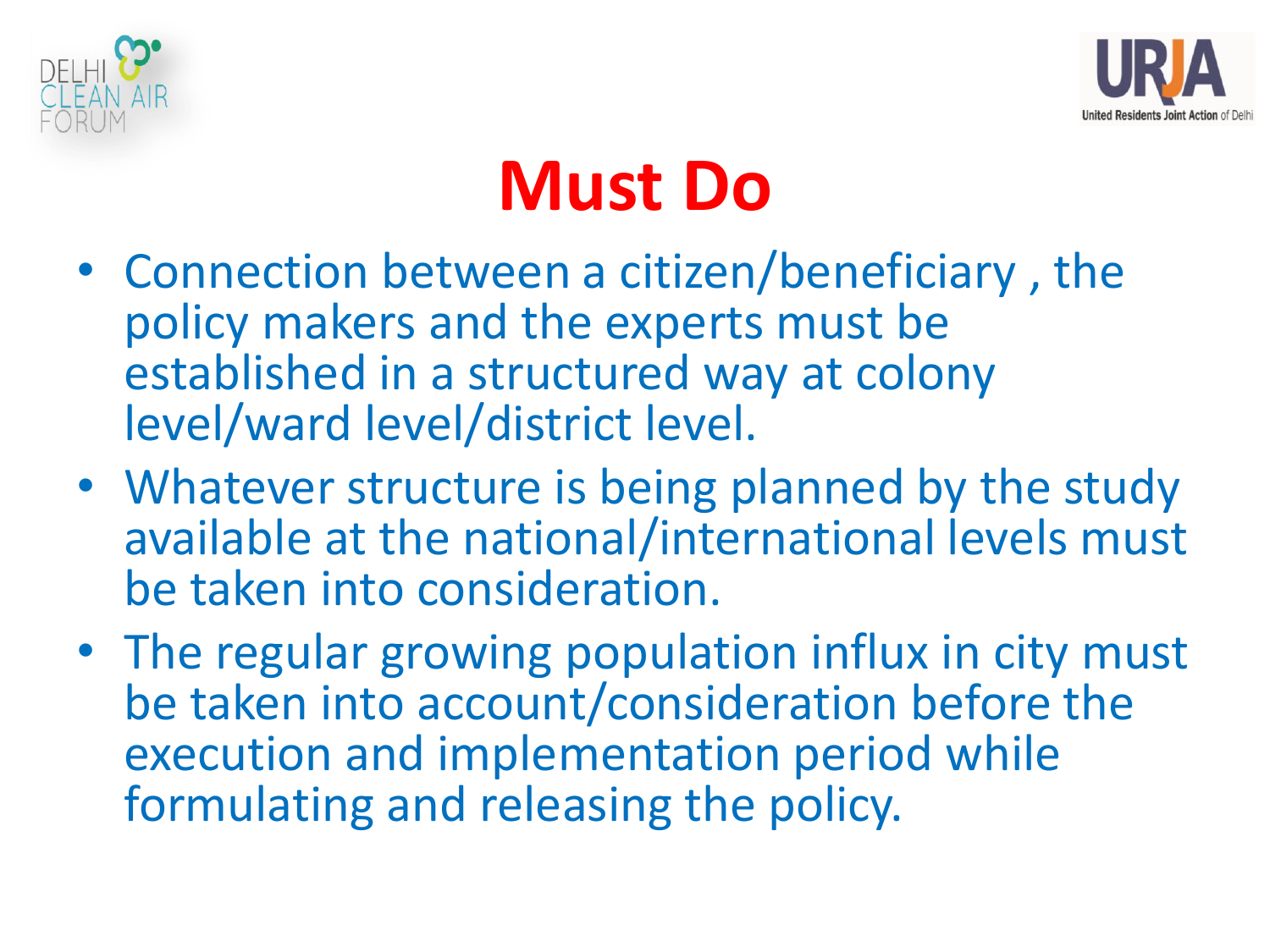# Must Do

- Connection between a citizen/beneficiary , the policy makers and the experts must be established in a structured way at colony level/ward level/district level.
- Whatever structure is being planned by the study available at the national/international levels must be taken into consideration.
- The regular growing population influx in city must be taken into account/consideration before the execution and implementation period while formulating and releasing the policy.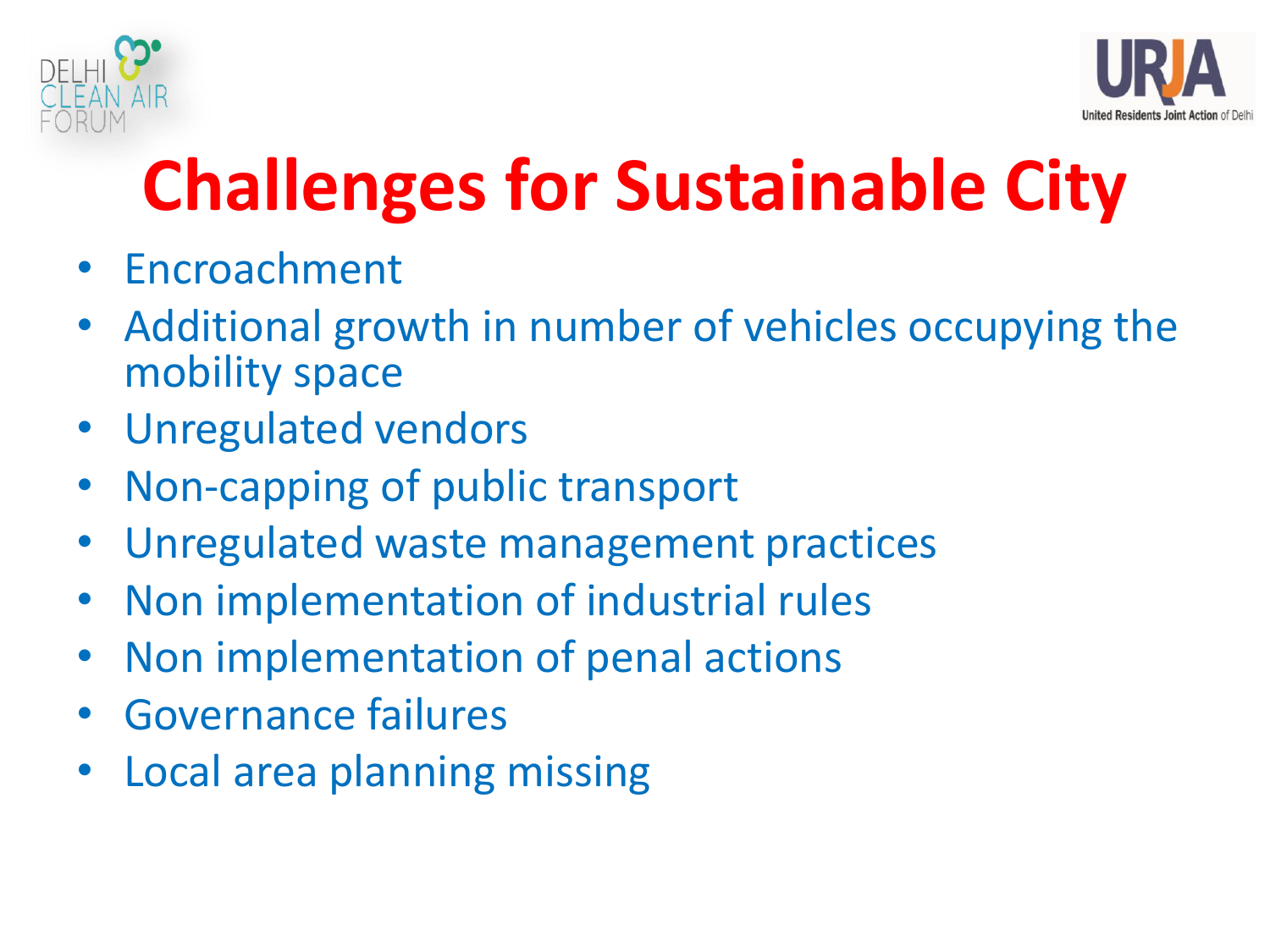# Challenges for Sustainable City

- Encroachment
- Additional growth in number of vehicles occupying the mobility space
- Unregulated vendors
- Non-capping of public transport
- Unregulated waste management practices
- Non implementation of industrial rules
- Non implementation of penal actions
- Governance failures
- Local area planning missing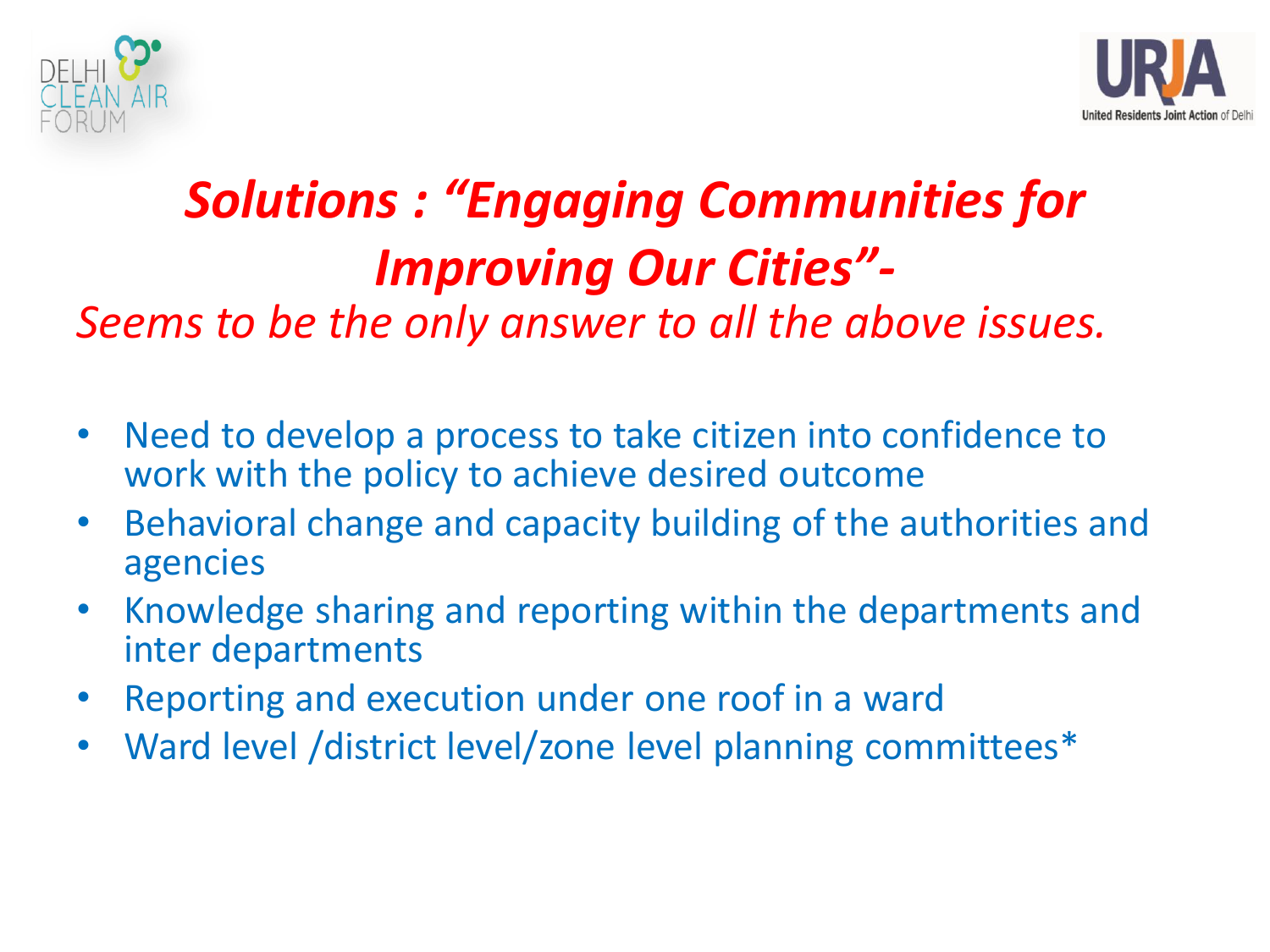# *Solutions : "Engaging Communities for Improving Our Cities"-*

*Seems to be the only answer to all the above issues.*

- Need to develop a process to take citizen into confidence to work with the policy to achieve desired outcome
- Behavioral change and capacity building of the authorities and agencies
- Knowledge sharing and reporting within the departments and inter departments
- Reporting and execution under one roof in a ward
- Ward level /district level/zone level planning committees*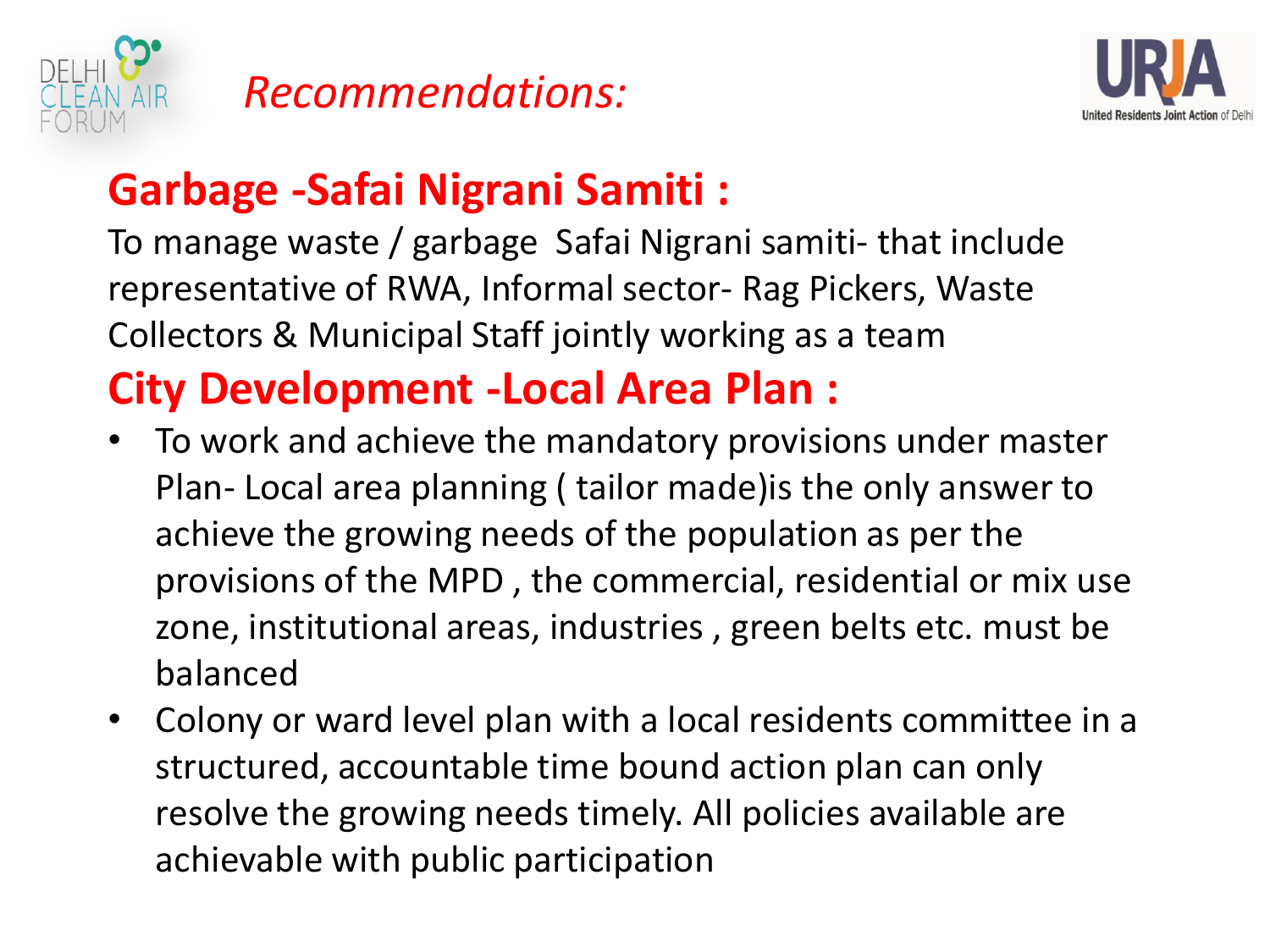# *Recommendations:*

## Garbage -Safai Nigrani Samiti :

To manage waste / garbage Safai Nigrani samiti- that include representative of RWA, Informal sector- Rag Pickers, Waste Collectors & Municipal Staff jointly working as a team

## City Development -Local Area Plan :

- To work and achieve the mandatory provisions under master Plan- Local area planning ( tailor made)is the only answer to achieve the growing needs of the population as per the provisions of the MPD , the commercial, residential or mix use zone, institutional areas, industries , green belts etc. must be balanced
- Colony or ward level plan with a local residents committee in a structured, accountable time bound action plan can only resolve the growing needs timely. All policies available are achievable with public participation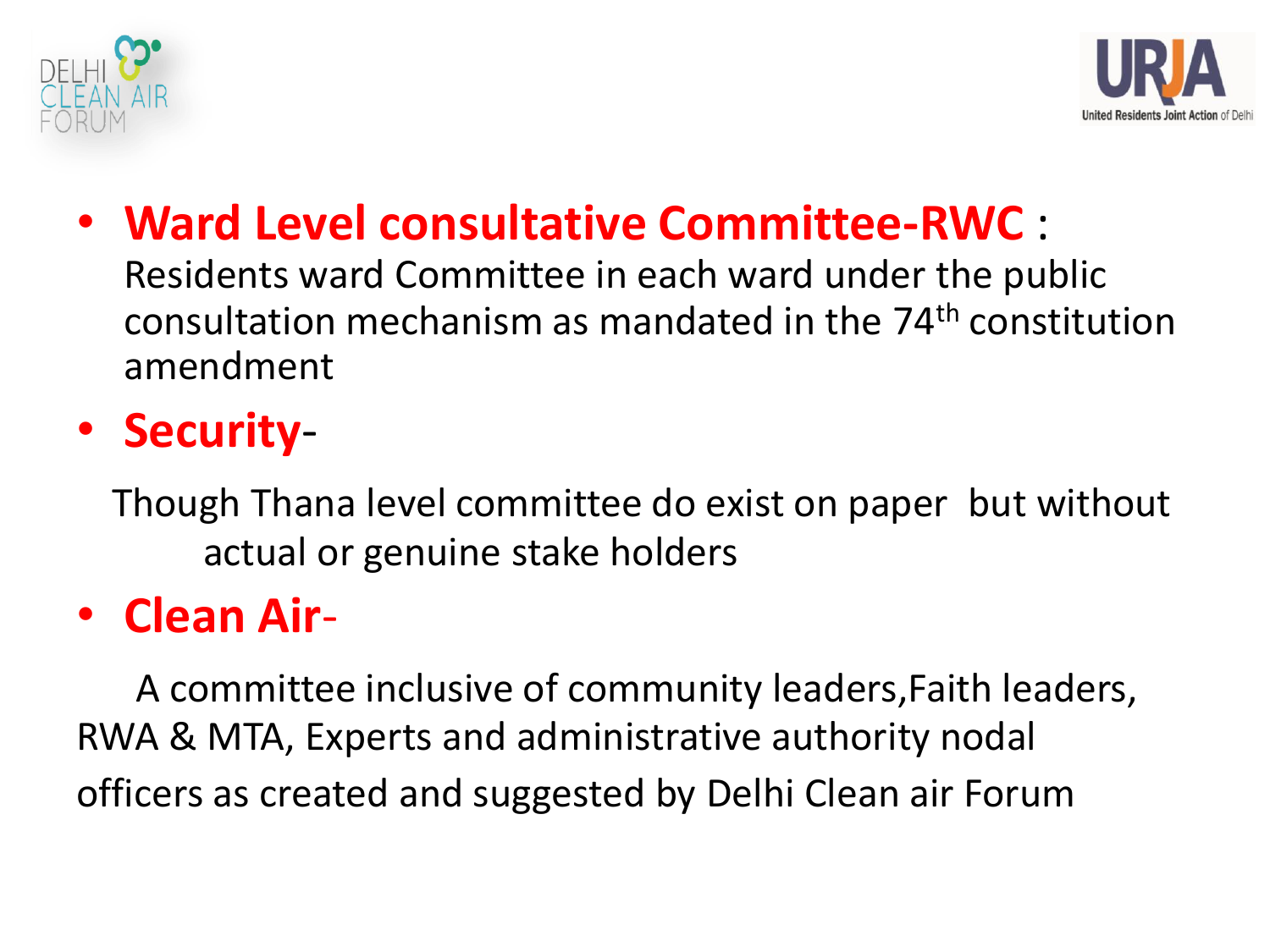- **Ward Level consultative Committee-RWC** : Residents ward Committee in each ward under the public consultation mechanism as mandated in the 74th constitution amendment
- **Security**-

  Though Thana level committee do exist on paper but without actual or genuine stake holders
- **Clean Air**-

  A committee inclusive of community leaders,Faith leaders, RWA & MTA, Experts and administrative authority nodal officers as created and suggested by Delhi Clean air Forum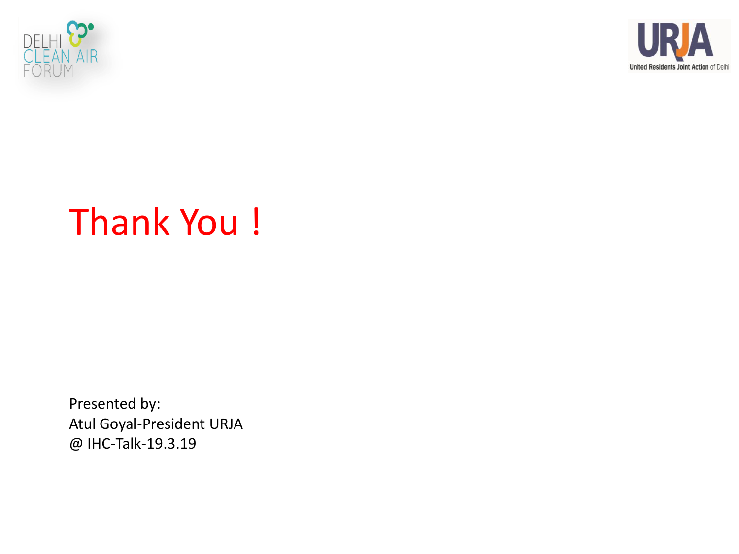DELHI CLEAN AIR FORUM

URJA
United Residents Joint Action of Delhi

# Thank You !

Presented by:
Atul Goyal-President URJA
@ IHC-Talk-19.3.19